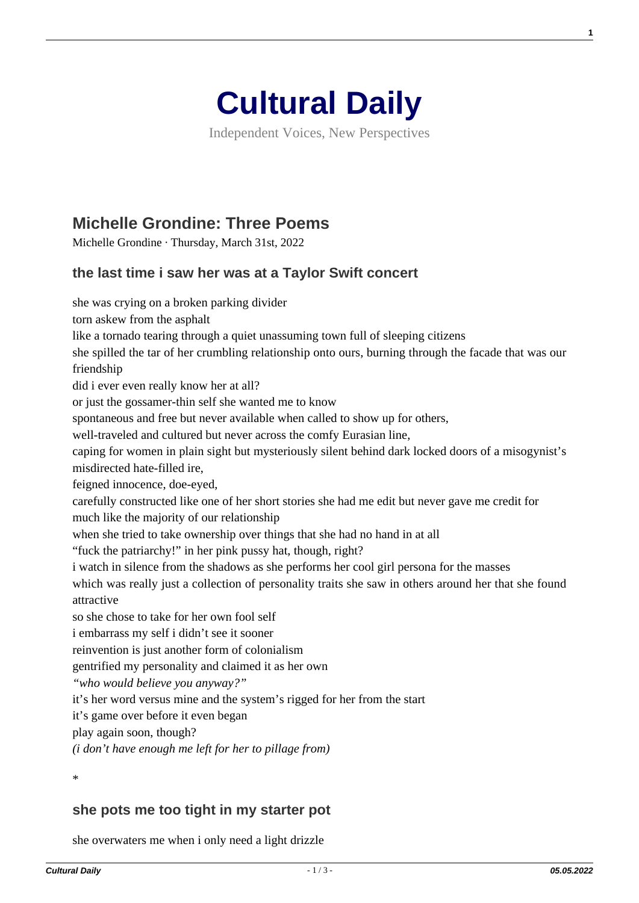# Cultural Daily

Independent Voices, New Perspectives

## Michelle Grondine: Three Poems

Michelle Grondine · Thursday, March 31st, 2022

### the last time i saw her was at a Taylor Swift concert

she was crying on a broken parking divider
torn askew from the asphalt
like a tornado tearing through a quiet unassuming town full of sleeping citizens
she spilled the tar of her crumbling relationship onto ours, burning through the facade that was our friendship
did i ever even really know her at all?
or just the gossamer-thin self she wanted me to know
spontaneous and free but never available when called to show up for others,
well-traveled and cultured but never across the comfy Eurasian line,
caping for women in plain sight but mysteriously silent behind dark locked doors of a misogynist's misdirected hate-filled ire,
feigned innocence, doe-eyed,
carefully constructed like one of her short stories she had me edit but never gave me credit for
much like the majority of our relationship
when she tried to take ownership over things that she had no hand in at all
"fuck the patriarchy!" in her pink pussy hat, though, right?
i watch in silence from the shadows as she performs her cool girl persona for the masses
which was really just a collection of personality traits she saw in others around her that she found attractive
so she chose to take for her own fool self
i embarrass my self i didn't see it sooner
reinvention is just another form of colonialism
gentrified my personality and claimed it as her own
*"who would believe you anyway?"*
it's her word versus mine and the system's rigged for her from the start
it's game over before it even began
play again soon, though?
*(i don't have enough me left for her to pillage from)*

*

### she pots me too tight in my starter pot

she overwaters me when i only need a light drizzle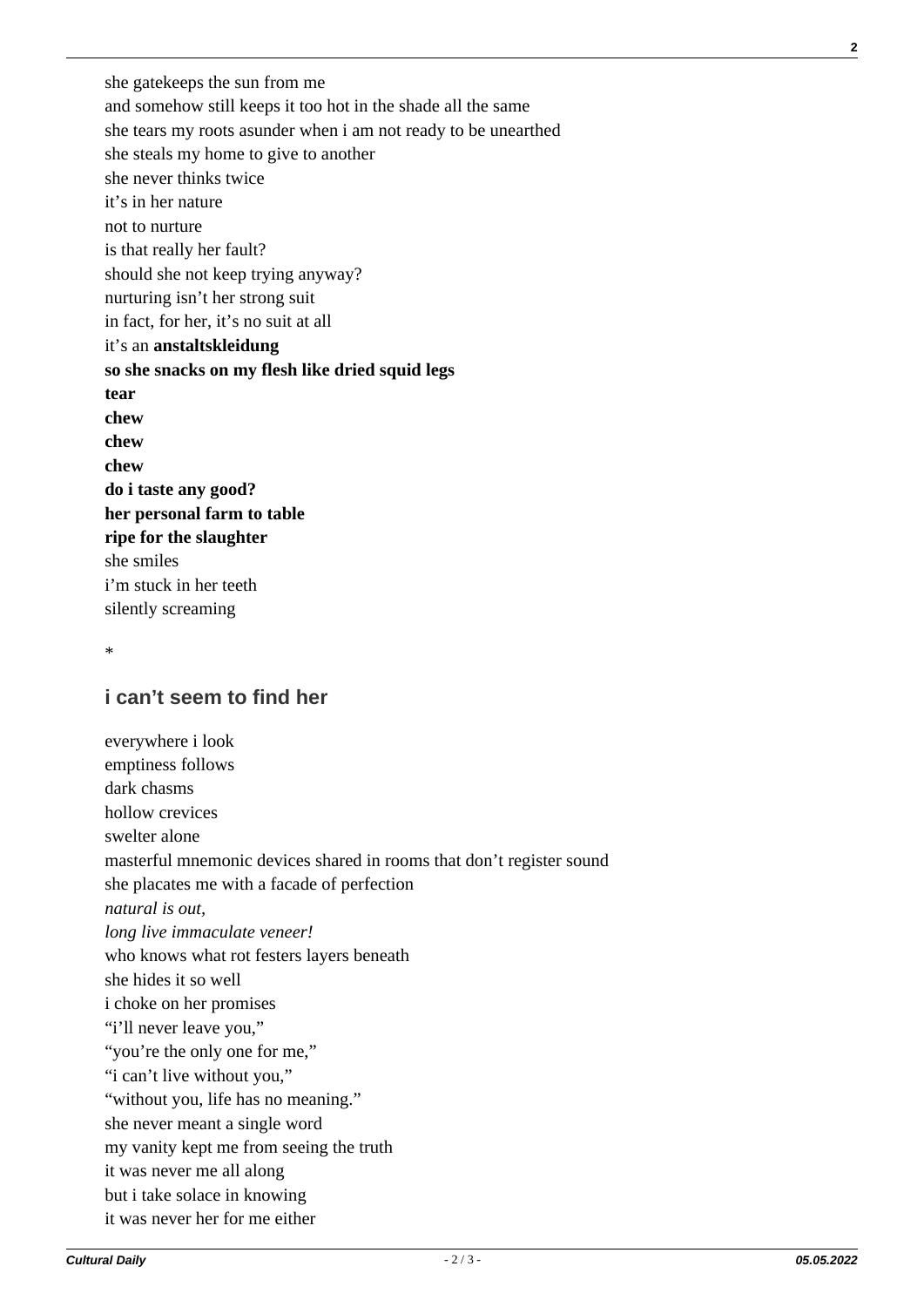she gatekeeps the sun from me
and somehow still keeps it too hot in the shade all the same
she tears my roots asunder when i am not ready to be unearthed
she steals my home to give to another
she never thinks twice
it's in her nature
not to nurture
is that really her fault?
should she not keep trying anyway?
nurturing isn't her strong suit
in fact, for her, it's no suit at all
it's an **anstaltskleidung**
**so she snacks on my flesh like dried squid legs**
**tear**
**chew**
**chew**
**chew**
**do i taste any good?**
**her personal farm to table**
**ripe for the slaughter**
she smiles
i'm stuck in her teeth
silently screaming

*

## i can't seem to find her

everywhere i look
emptiness follows
dark chasms
hollow crevices
swelter alone
masterful mnemonic devices shared in rooms that don't register sound
she placates me with a facade of perfection
*natural is out,*
*long live immaculate veneer!*
who knows what rot festers layers beneath
she hides it so well
i choke on her promises
"i'll never leave you,"
"you're the only one for me,"
"i can't live without you,"
"without you, life has no meaning."
she never meant a single word
my vanity kept me from seeing the truth
it was never me all along
but i take solace in knowing
it was never her for me either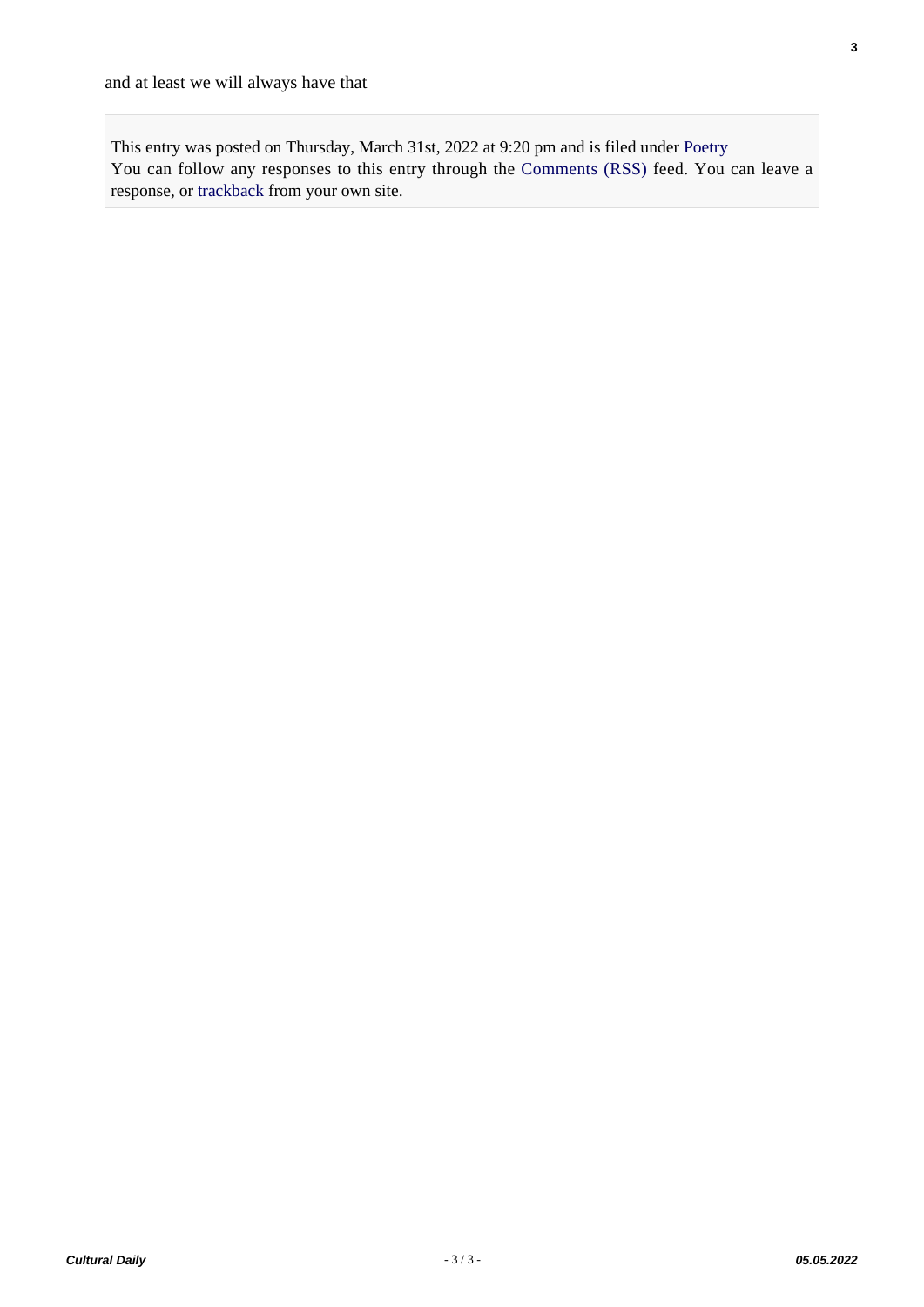and at least we will always have that

This entry was posted on Thursday, March 31st, 2022 at 9:20 pm and is filed under Poetry
You can follow any responses to this entry through the Comments (RSS) feed. You can leave a response, or trackback from your own site.